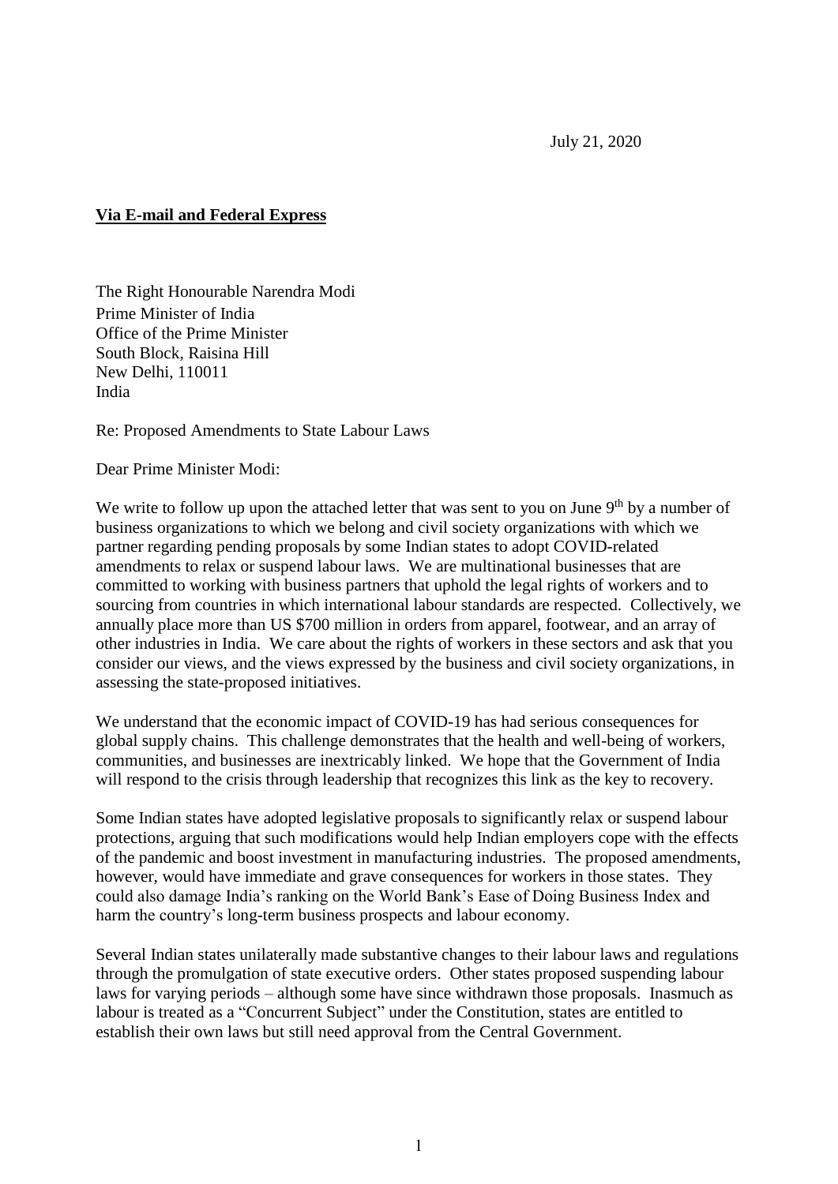July 21, 2020

**<u>Via E-mail and Federal Express</u>**

The Right Honourable Narendra Modi
Prime Minister of India
Office of the Prime Minister
South Block, Raisina Hill
New Delhi, 110011
India

Re: Proposed Amendments to State Labour Laws

Dear Prime Minister Modi:

We write to follow up upon the attached letter that was sent to you on June 9th by a number of business organizations to which we belong and civil society organizations with which we partner regarding pending proposals by some Indian states to adopt COVID-related amendments to relax or suspend labour laws. We are multinational businesses that are committed to working with business partners that uphold the legal rights of workers and to sourcing from countries in which international labour standards are respected. Collectively, we annually place more than US $700 million in orders from apparel, footwear, and an array of other industries in India. We care about the rights of workers in these sectors and ask that you consider our views, and the views expressed by the business and civil society organizations, in assessing the state-proposed initiatives.

We understand that the economic impact of COVID-19 has had serious consequences for global supply chains. This challenge demonstrates that the health and well-being of workers, communities, and businesses are inextricably linked. We hope that the Government of India will respond to the crisis through leadership that recognizes this link as the key to recovery.

Some Indian states have adopted legislative proposals to significantly relax or suspend labour protections, arguing that such modifications would help Indian employers cope with the effects of the pandemic and boost investment in manufacturing industries. The proposed amendments, however, would have immediate and grave consequences for workers in those states. They could also damage India's ranking on the World Bank's Ease of Doing Business Index and harm the country's long-term business prospects and labour economy.

Several Indian states unilaterally made substantive changes to their labour laws and regulations through the promulgation of state executive orders. Other states proposed suspending labour laws for varying periods – although some have since withdrawn those proposals. Inasmuch as labour is treated as a "Concurrent Subject" under the Constitution, states are entitled to establish their own laws but still need approval from the Central Government.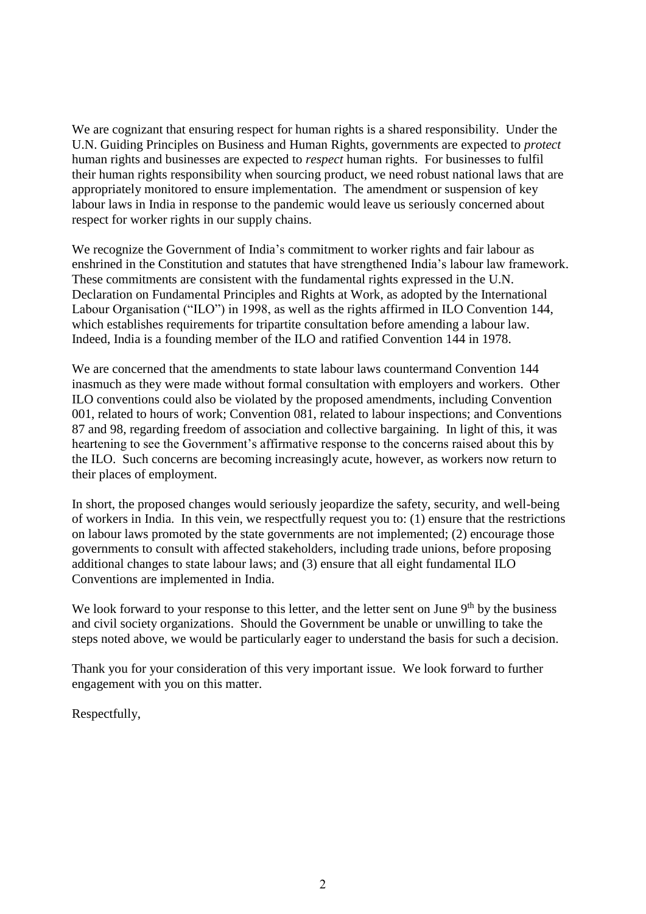We are cognizant that ensuring respect for human rights is a shared responsibility. Under the U.N. Guiding Principles on Business and Human Rights, governments are expected to *protect* human rights and businesses are expected to *respect* human rights. For businesses to fulfil their human rights responsibility when sourcing product, we need robust national laws that are appropriately monitored to ensure implementation. The amendment or suspension of key labour laws in India in response to the pandemic would leave us seriously concerned about respect for worker rights in our supply chains.

We recognize the Government of India's commitment to worker rights and fair labour as enshrined in the Constitution and statutes that have strengthened India's labour law framework. These commitments are consistent with the fundamental rights expressed in the U.N. Declaration on Fundamental Principles and Rights at Work, as adopted by the International Labour Organisation ("ILO") in 1998, as well as the rights affirmed in ILO Convention 144, which establishes requirements for tripartite consultation before amending a labour law. Indeed, India is a founding member of the ILO and ratified Convention 144 in 1978.

We are concerned that the amendments to state labour laws countermand Convention 144 inasmuch as they were made without formal consultation with employers and workers. Other ILO conventions could also be violated by the proposed amendments, including Convention 001, related to hours of work; Convention 081, related to labour inspections; and Conventions 87 and 98, regarding freedom of association and collective bargaining. In light of this, it was heartening to see the Government's affirmative response to the concerns raised about this by the ILO. Such concerns are becoming increasingly acute, however, as workers now return to their places of employment.

In short, the proposed changes would seriously jeopardize the safety, security, and well-being of workers in India. In this vein, we respectfully request you to: (1) ensure that the restrictions on labour laws promoted by the state governments are not implemented; (2) encourage those governments to consult with affected stakeholders, including trade unions, before proposing additional changes to state labour laws; and (3) ensure that all eight fundamental ILO Conventions are implemented in India.

We look forward to your response to this letter, and the letter sent on June 9th by the business and civil society organizations. Should the Government be unable or unwilling to take the steps noted above, we would be particularly eager to understand the basis for such a decision.

Thank you for your consideration of this very important issue. We look forward to further engagement with you on this matter.

Respectfully,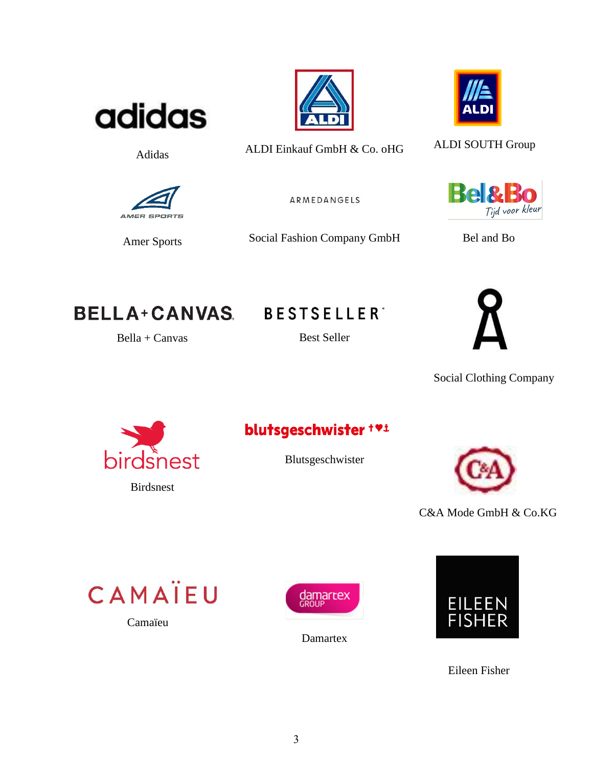adidas

Adidas

ALDI

ALDI Einkauf GmbH & Co. oHG

ALDI

ALDI SOUTH Group

AMER SPORTS

Amer Sports

ARMEDANGELS

Social Fashion Company GmbH

Bel&Bo Tijd voor kleur

Bel and Bo

BELLA+CANVAS

Bella + Canvas

BESTSELLER

Best Seller

Social Clothing Company

birdsnest

Birdsnest

blutsgeschwister

Blutsgeschwister

C&A

C&A Mode GmbH & Co.KG

CAMAÏEU

Camaïeu

damartex GROUP

Damartex

EILEEN FISHER

Eileen Fisher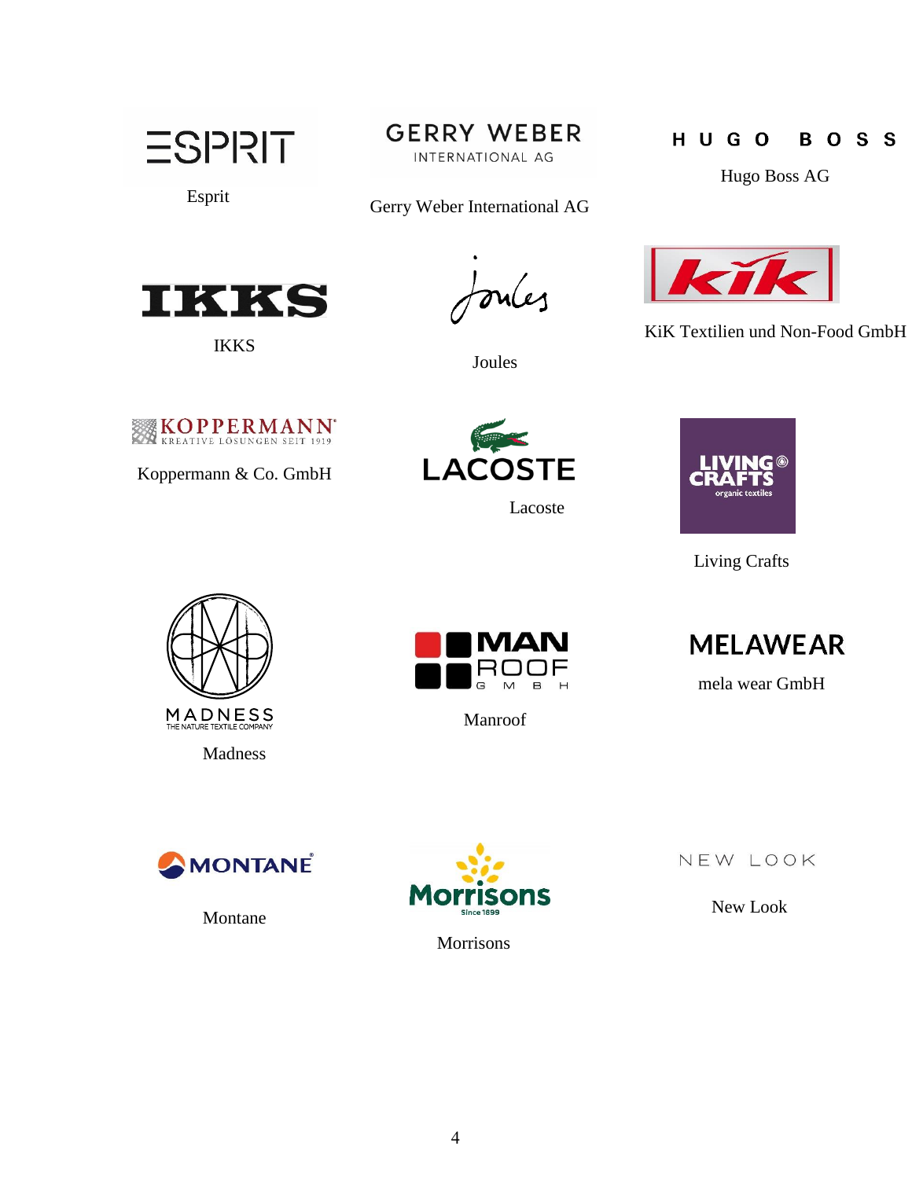Esprit

Gerry Weber International AG

Hugo Boss AG

IKKS

Joules

KiK Textilien und Non-Food GmbH

Koppermann & Co. GmbH

Lacoste

Living Crafts

Madness

Manroof

mela wear GmbH

Montane

Morrisons

New Look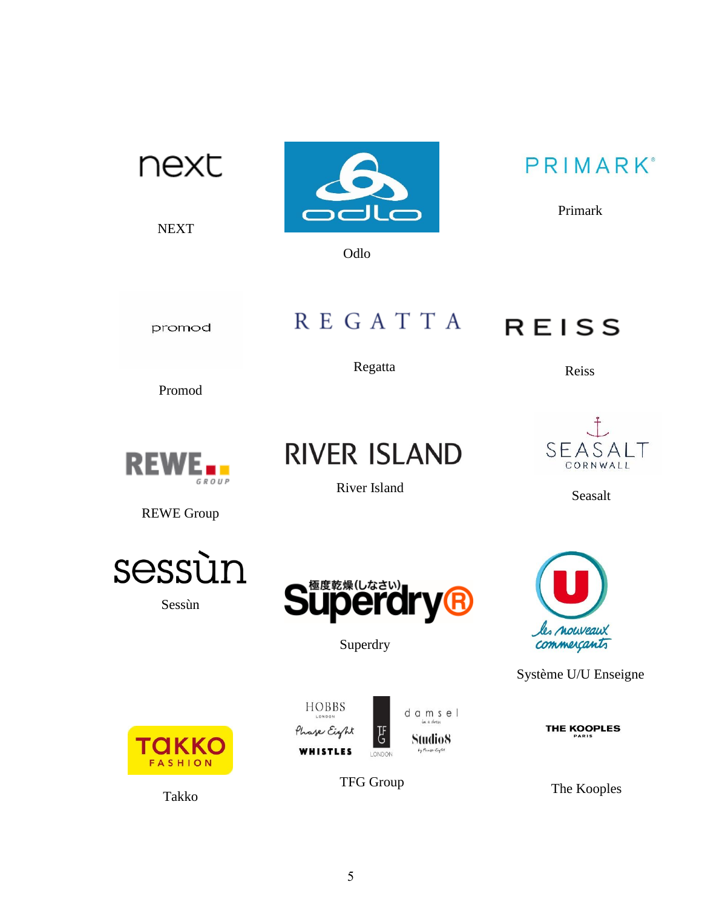NEXT

Odlo

Primark

Promod

Regatta

Reiss

REWE Group

River Island

Seasalt

Sessùn

Superdry

Système U/U Enseigne

Takko

TFG Group

The Kooples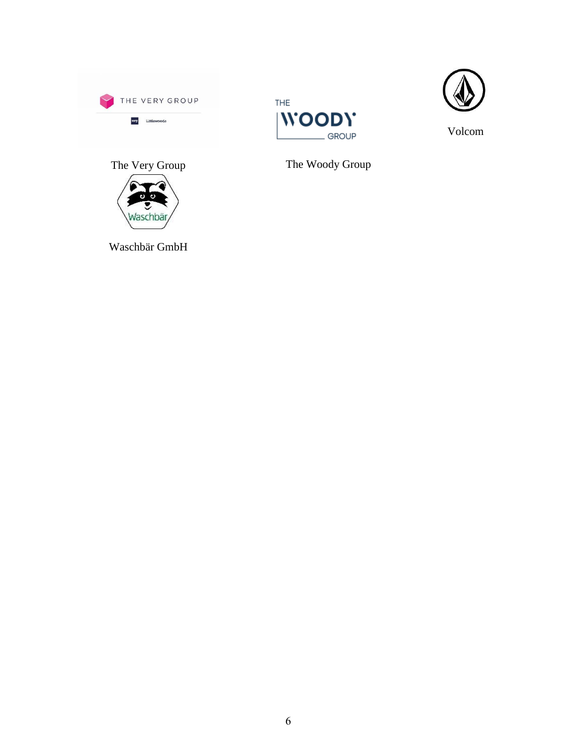The Very Group

The Woody Group

Volcom

Waschbär GmbH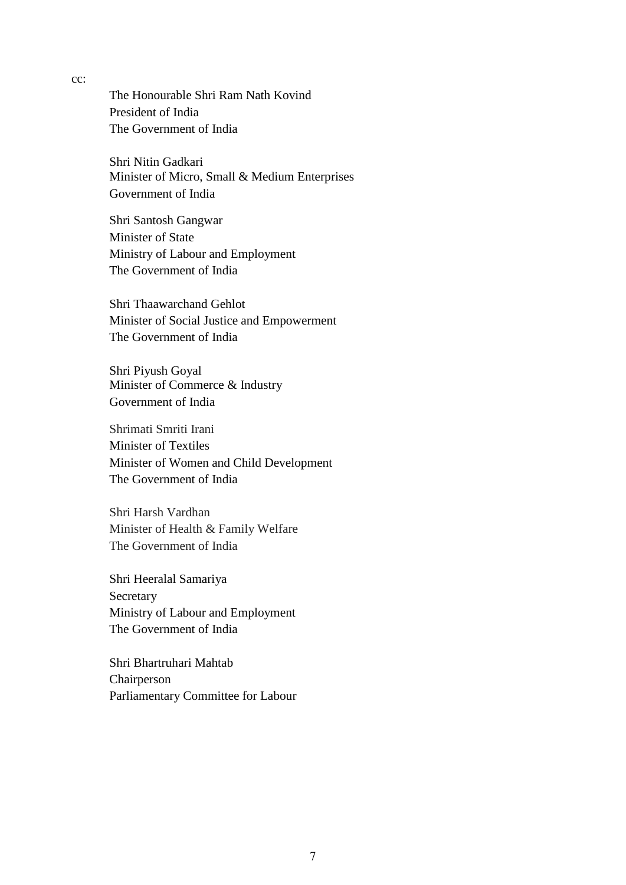cc:

The Honourable Shri Ram Nath Kovind
President of India
The Government of India

Shri Nitin Gadkari
Minister of Micro, Small & Medium Enterprises
Government of India

Shri Santosh Gangwar
Minister of State
Ministry of Labour and Employment
The Government of India

Shri Thaawarchand Gehlot
Minister of Social Justice and Empowerment
The Government of India

Shri Piyush Goyal
Minister of Commerce & Industry
Government of India

Shrimati Smriti Irani
Minister of Textiles
Minister of Women and Child Development
The Government of India

Shri Harsh Vardhan
Minister of Health & Family Welfare
The Government of India

Shri Heeralal Samariya
Secretary
Ministry of Labour and Employment
The Government of India

Shri Bhartruhari Mahtab
Chairperson
Parliamentary Committee for Labour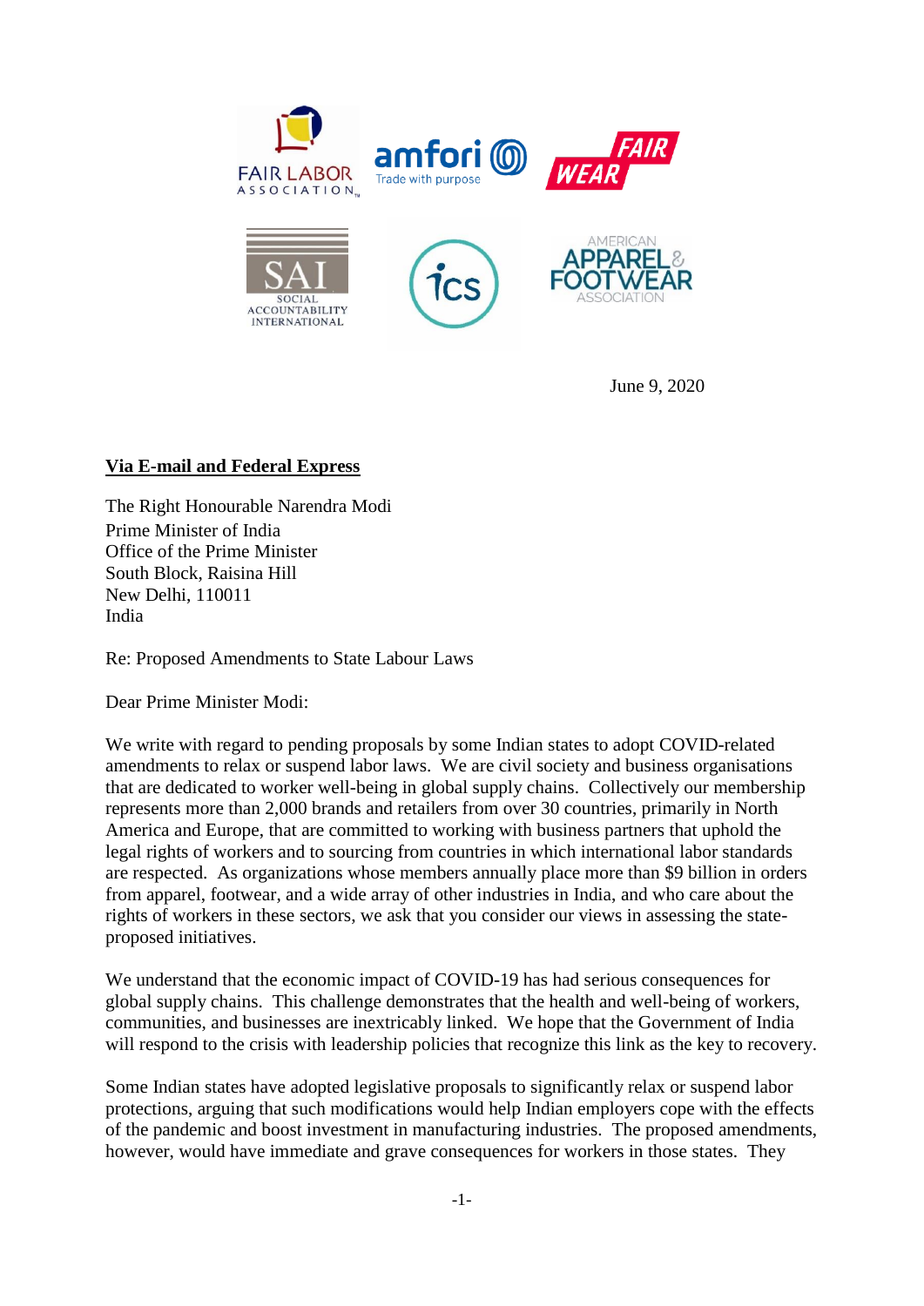June 9, 2020

**<u>Via E-mail and Federal Express</u>**

The Right Honourable Narendra Modi
Prime Minister of India
Office of the Prime Minister
South Block, Raisina Hill
New Delhi, 110011
India

Re: Proposed Amendments to State Labour Laws

Dear Prime Minister Modi:

We write with regard to pending proposals by some Indian states to adopt COVID-related amendments to relax or suspend labor laws. We are civil society and business organisations that are dedicated to worker well-being in global supply chains. Collectively our membership represents more than 2,000 brands and retailers from over 30 countries, primarily in North America and Europe, that are committed to working with business partners that uphold the legal rights of workers and to sourcing from countries in which international labor standards are respected. As organizations whose members annually place more than $9 billion in orders from apparel, footwear, and a wide array of other industries in India, and who care about the rights of workers in these sectors, we ask that you consider our views in assessing the state-proposed initiatives.

We understand that the economic impact of COVID-19 has had serious consequences for global supply chains. This challenge demonstrates that the health and well-being of workers, communities, and businesses are inextricably linked. We hope that the Government of India will respond to the crisis with leadership policies that recognize this link as the key to recovery.

Some Indian states have adopted legislative proposals to significantly relax or suspend labor protections, arguing that such modifications would help Indian employers cope with the effects of the pandemic and boost investment in manufacturing industries. The proposed amendments, however, would have immediate and grave consequences for workers in those states. They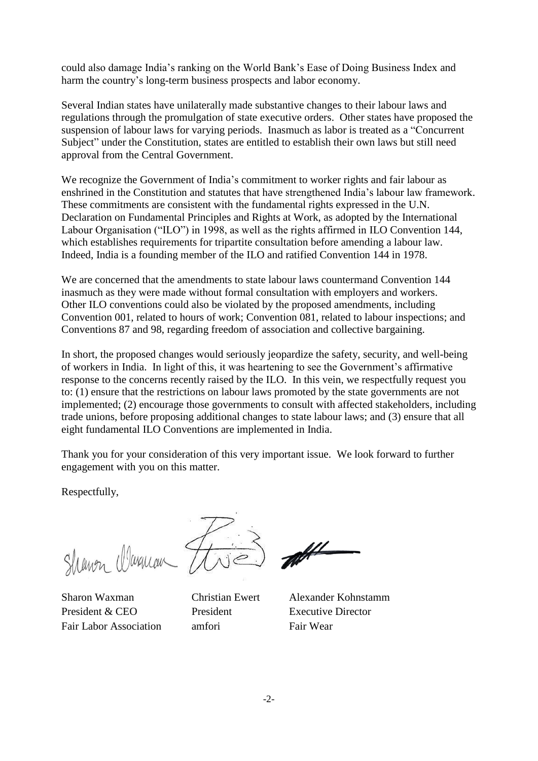could also damage India's ranking on the World Bank's Ease of Doing Business Index and harm the country's long-term business prospects and labor economy.

Several Indian states have unilaterally made substantive changes to their labour laws and regulations through the promulgation of state executive orders. Other states have proposed the suspension of labour laws for varying periods. Inasmuch as labor is treated as a "Concurrent Subject" under the Constitution, states are entitled to establish their own laws but still need approval from the Central Government.

We recognize the Government of India's commitment to worker rights and fair labour as enshrined in the Constitution and statutes that have strengthened India's labour law framework. These commitments are consistent with the fundamental rights expressed in the U.N. Declaration on Fundamental Principles and Rights at Work, as adopted by the International Labour Organisation ("ILO") in 1998, as well as the rights affirmed in ILO Convention 144, which establishes requirements for tripartite consultation before amending a labour law. Indeed, India is a founding member of the ILO and ratified Convention 144 in 1978.

We are concerned that the amendments to state labour laws countermand Convention 144 inasmuch as they were made without formal consultation with employers and workers. Other ILO conventions could also be violated by the proposed amendments, including Convention 001, related to hours of work; Convention 081, related to labour inspections; and Conventions 87 and 98, regarding freedom of association and collective bargaining.

In short, the proposed changes would seriously jeopardize the safety, security, and well-being of workers in India. In light of this, it was heartening to see the Government's affirmative response to the concerns recently raised by the ILO. In this vein, we respectfully request you to: (1) ensure that the restrictions on labour laws promoted by the state governments are not implemented; (2) encourage those governments to consult with affected stakeholders, including trade unions, before proposing additional changes to state labour laws; and (3) ensure that all eight fundamental ILO Conventions are implemented in India.

Thank you for your consideration of this very important issue. We look forward to further engagement with you on this matter.

Respectfully,

| Sharon Waxman | Christian Ewert | Alexander Kohnstamm |
|---|---|---|
| President & CEO | President | Executive Director |
| Fair Labor Association | amfori | Fair Wear |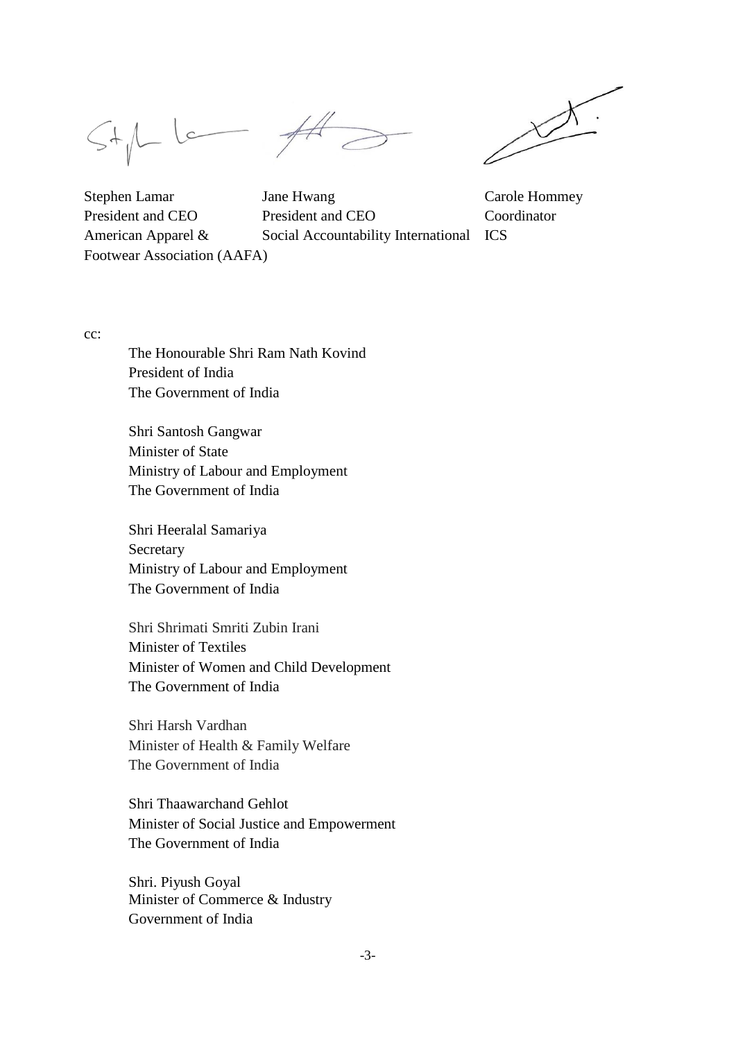| Stephen Lamar | Jane Hwang | Carole Hommey |
| --- | --- | --- |
| President and CEO | President and CEO | Coordinator |
| American Apparel & Footwear Association (AAFA) | Social Accountability International | ICS |

cc:

The Honourable Shri Ram Nath Kovind
President of India
The Government of India

Shri Santosh Gangwar
Minister of State
Ministry of Labour and Employment
The Government of India

Shri Heeralal Samariya
Secretary
Ministry of Labour and Employment
The Government of India

Shri Shrimati Smriti Zubin Irani
Minister of Textiles
Minister of Women and Child Development
The Government of India

Shri Harsh Vardhan
Minister of Health & Family Welfare
The Government of India

Shri Thaawarchand Gehlot
Minister of Social Justice and Empowerment
The Government of India

Shri. Piyush Goyal
Minister of Commerce & Industry
Government of India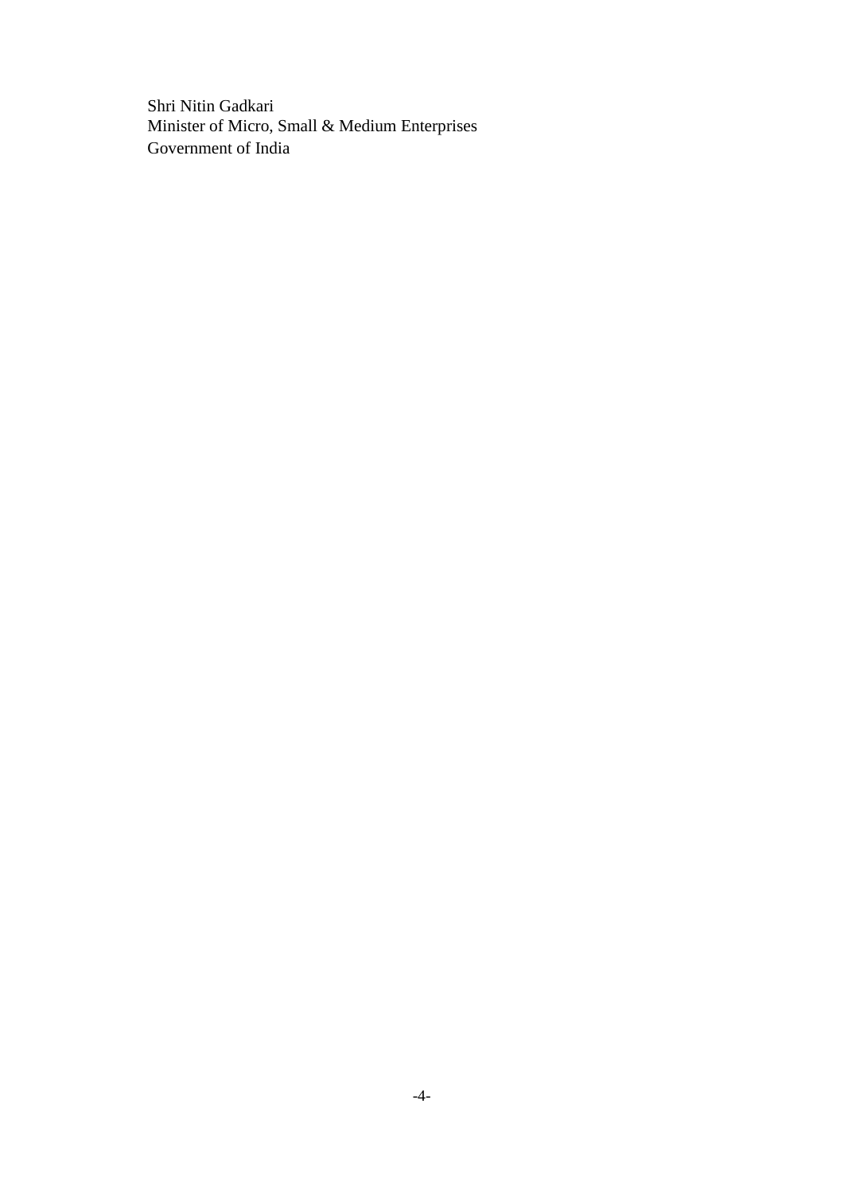Shri Nitin Gadkari
Minister of Micro, Small & Medium Enterprises
Government of India